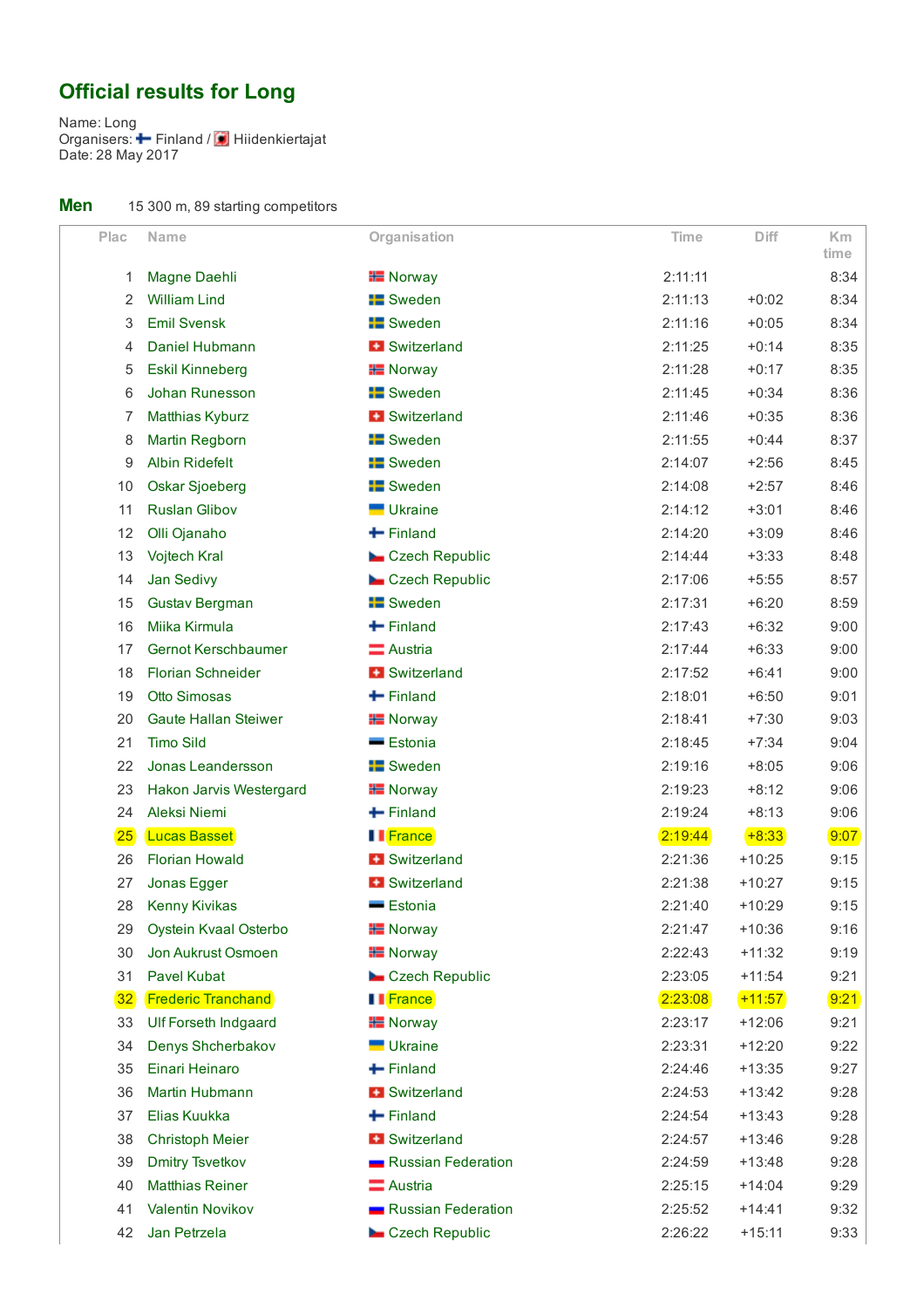## Official results for Long

Name: Long
Organisers: Finland / Hiidenkiertajat
Date: 28 May 2017

### Men

15 300 m, 89 starting competitors

| Plac | Name | Organisation | Time | Diff | Km time |
|---|---|---|---|---|---|
| 1 | Magne Daehli | Norway | 2:11:11 | | 8:34 |
| 2 | William Lind | Sweden | 2:11:13 | +0:02 | 8:34 |
| 3 | Emil Svensk | Sweden | 2:11:16 | +0:05 | 8:34 |
| 4 | Daniel Hubmann | Switzerland | 2:11:25 | +0:14 | 8:35 |
| 5 | Eskil Kinneberg | Norway | 2:11:28 | +0:17 | 8:35 |
| 6 | Johan Runesson | Sweden | 2:11:45 | +0:34 | 8:36 |
| 7 | Matthias Kyburz | Switzerland | 2:11:46 | +0:35 | 8:36 |
| 8 | Martin Regborn | Sweden | 2:11:55 | +0:44 | 8:37 |
| 9 | Albin Ridefelt | Sweden | 2:14:07 | +2:56 | 8:45 |
| 10 | Oskar Sjoeberg | Sweden | 2:14:08 | +2:57 | 8:46 |
| 11 | Ruslan Glibov | Ukraine | 2:14:12 | +3:01 | 8:46 |
| 12 | Olli Ojanaho | Finland | 2:14:20 | +3:09 | 8:46 |
| 13 | Vojtech Kral | Czech Republic | 2:14:44 | +3:33 | 8:48 |
| 14 | Jan Sedivy | Czech Republic | 2:17:06 | +5:55 | 8:57 |
| 15 | Gustav Bergman | Sweden | 2:17:31 | +6:20 | 8:59 |
| 16 | Miika Kirmula | Finland | 2:17:43 | +6:32 | 9:00 |
| 17 | Gernot Kerschbaumer | Austria | 2:17:44 | +6:33 | 9:00 |
| 18 | Florian Schneider | Switzerland | 2:17:52 | +6:41 | 9:00 |
| 19 | Otto Simosas | Finland | 2:18:01 | +6:50 | 9:01 |
| 20 | Gaute Hallan Steiwer | Norway | 2:18:41 | +7:30 | 9:03 |
| 21 | Timo Sild | Estonia | 2:18:45 | +7:34 | 9:04 |
| 22 | Jonas Leandersson | Sweden | 2:19:16 | +8:05 | 9:06 |
| 23 | Hakon Jarvis Westergard | Norway | 2:19:23 | +8:12 | 9:06 |
| 24 | Aleksi Niemi | Finland | 2:19:24 | +8:13 | 9:06 |
| 25 | Lucas Basset | France | 2:19:44 | +8:33 | 9:07 |
| 26 | Florian Howald | Switzerland | 2:21:36 | +10:25 | 9:15 |
| 27 | Jonas Egger | Switzerland | 2:21:38 | +10:27 | 9:15 |
| 28 | Kenny Kivikas | Estonia | 2:21:40 | +10:29 | 9:15 |
| 29 | Oystein Kvaal Osterbo | Norway | 2:21:47 | +10:36 | 9:16 |
| 30 | Jon Aukrust Osmoen | Norway | 2:22:43 | +11:32 | 9:19 |
| 31 | Pavel Kubat | Czech Republic | 2:23:05 | +11:54 | 9:21 |
| 32 | Frederic Tranchand | France | 2:23:08 | +11:57 | 9:21 |
| 33 | Ulf Forseth Indgaard | Norway | 2:23:17 | +12:06 | 9:21 |
| 34 | Denys Shcherbakov | Ukraine | 2:23:31 | +12:20 | 9:22 |
| 35 | Einari Heinaro | Finland | 2:24:46 | +13:35 | 9:27 |
| 36 | Martin Hubmann | Switzerland | 2:24:53 | +13:42 | 9:28 |
| 37 | Elias Kuukka | Finland | 2:24:54 | +13:43 | 9:28 |
| 38 | Christoph Meier | Switzerland | 2:24:57 | +13:46 | 9:28 |
| 39 | Dmitry Tsvetkov | Russian Federation | 2:24:59 | +13:48 | 9:28 |
| 40 | Matthias Reiner | Austria | 2:25:15 | +14:04 | 9:29 |
| 41 | Valentin Novikov | Russian Federation | 2:25:52 | +14:41 | 9:32 |
| 42 | Jan Petrzela | Czech Republic | 2:26:22 | +15:11 | 9:33 |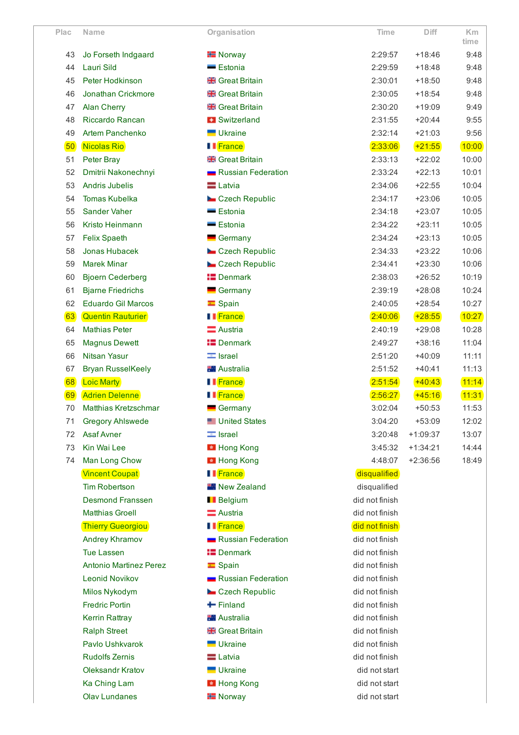| Plac | Name | Organisation | Time | Diff | Km time |
|---|---|---|---|---|---|
| 43 | Jo Forseth Indgaard | Norway | 2:29:57 | +18:46 | 9:48 |
| 44 | Lauri Sild | Estonia | 2:29:59 | +18:48 | 9:48 |
| 45 | Peter Hodkinson | Great Britain | 2:30:01 | +18:50 | 9:48 |
| 46 | Jonathan Crickmore | Great Britain | 2:30:05 | +18:54 | 9:48 |
| 47 | Alan Cherry | Great Britain | 2:30:20 | +19:09 | 9:49 |
| 48 | Riccardo Rancan | Switzerland | 2:31:55 | +20:44 | 9:55 |
| 49 | Artem Panchenko | Ukraine | 2:32:14 | +21:03 | 9:56 |
| 50 | Nicolas Rio | France | 2:33:06 | +21:55 | 10:00 |
| 51 | Peter Bray | Great Britain | 2:33:13 | +22:02 | 10:00 |
| 52 | Dmitrii Nakonechnyi | Russian Federation | 2:33:24 | +22:13 | 10:01 |
| 53 | Andris Jubelis | Latvia | 2:34:06 | +22:55 | 10:04 |
| 54 | Tomas Kubelka | Czech Republic | 2:34:17 | +23:06 | 10:05 |
| 55 | Sander Vaher | Estonia | 2:34:18 | +23:07 | 10:05 |
| 56 | Kristo Heinmann | Estonia | 2:34:22 | +23:11 | 10:05 |
| 57 | Felix Spaeth | Germany | 2:34:24 | +23:13 | 10:05 |
| 58 | Jonas Hubacek | Czech Republic | 2:34:33 | +23:22 | 10:06 |
| 59 | Marek Minar | Czech Republic | 2:34:41 | +23:30 | 10:06 |
| 60 | Bjoern Cederberg | Denmark | 2:38:03 | +26:52 | 10:19 |
| 61 | Bjarne Friedrichs | Germany | 2:39:19 | +28:08 | 10:24 |
| 62 | Eduardo Gil Marcos | Spain | 2:40:05 | +28:54 | 10:27 |
| 63 | Quentin Rauturier | France | 2:40:06 | +28:55 | 10:27 |
| 64 | Mathias Peter | Austria | 2:40:19 | +29:08 | 10:28 |
| 65 | Magnus Dewett | Denmark | 2:49:27 | +38:16 | 11:04 |
| 66 | Nitsan Yasur | Israel | 2:51:20 | +40:09 | 11:11 |
| 67 | Bryan RusselKeely | Australia | 2:51:52 | +40:41 | 11:13 |
| 68 | Loic Marty | France | 2:51:54 | +40:43 | 11:14 |
| 69 | Adrien Delenne | France | 2:56:27 | +45:16 | 11:31 |
| 70 | Matthias Kretzschmar | Germany | 3:02:04 | +50:53 | 11:53 |
| 71 | Gregory Ahlswede | United States | 3:04:20 | +53:09 | 12:02 |
| 72 | Asaf Avner | Israel | 3:20:48 | +1:09:37 | 13:07 |
| 73 | Kin Wai Lee | Hong Kong | 3:45:32 | +1:34:21 | 14:44 |
| 74 | Man Long Chow | Hong Kong | 4:48:07 | +2:36:56 | 18:49 |
| | Vincent Coupat | France | disqualified | | |
| | Tim Robertson | New Zealand | disqualified | | |
| | Desmond Franssen | Belgium | did not finish | | |
| | Matthias Groell | Austria | did not finish | | |
| | Thierry Gueorgiou | France | did not finish | | |
| | Andrey Khramov | Russian Federation | did not finish | | |
| | Tue Lassen | Denmark | did not finish | | |
| | Antonio Martinez Perez | Spain | did not finish | | |
| | Leonid Novikov | Russian Federation | did not finish | | |
| | Milos Nykodym | Czech Republic | did not finish | | |
| | Fredric Portin | Finland | did not finish | | |
| | Kerrin Rattray | Australia | did not finish | | |
| | Ralph Street | Great Britain | did not finish | | |
| | Pavlo Ushkvarok | Ukraine | did not finish | | |
| | Rudolfs Zernis | Latvia | did not finish | | |
| | Oleksandr Kratov | Ukraine | did not start | | |
| | Ka Ching Lam | Hong Kong | did not start | | |
| | Olav Lundanes | Norway | did not start | | |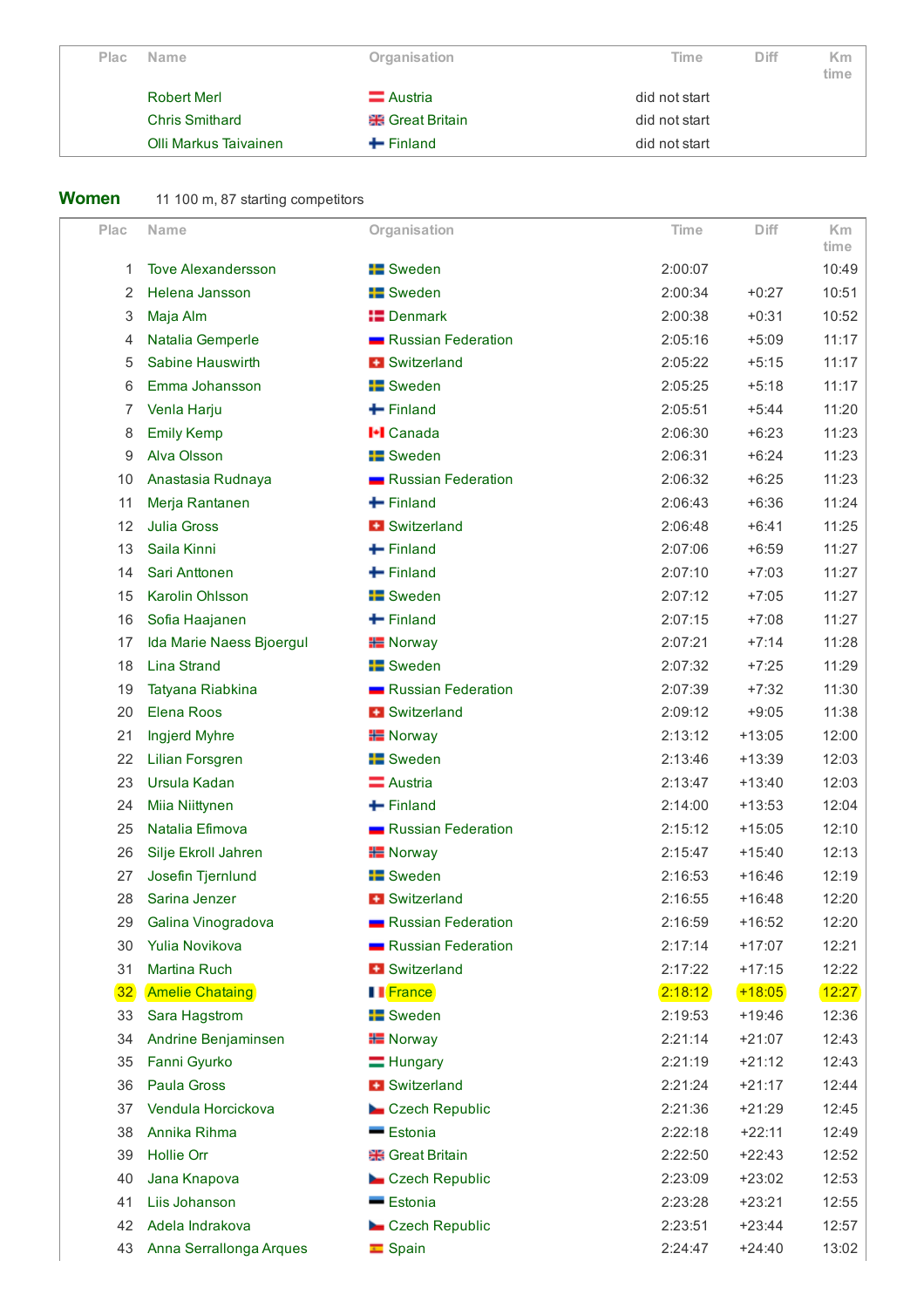| Plac | Name | Organisation | Time | Diff | Km time |
|---|---|---|---|---|---|
| | Robert Merl | Austria | did not start | | |
| | Chris Smithard | Great Britain | did not start | | |
| | Olli Markus Taivainen | Finland | did not start | | |

## Women

11 100 m, 87 starting competitors

| Plac | Name | Organisation | Time | Diff | Km time |
|---|---|---|---|---|---|
| 1 | Tove Alexandersson | Sweden | 2:00:07 | | 10:49 |
| 2 | Helena Jansson | Sweden | 2:00:34 | +0:27 | 10:51 |
| 3 | Maja Alm | Denmark | 2:00:38 | +0:31 | 10:52 |
| 4 | Natalia Gemperle | Russian Federation | 2:05:16 | +5:09 | 11:17 |
| 5 | Sabine Hauswirth | Switzerland | 2:05:22 | +5:15 | 11:17 |
| 6 | Emma Johansson | Sweden | 2:05:25 | +5:18 | 11:17 |
| 7 | Venla Harju | Finland | 2:05:51 | +5:44 | 11:20 |
| 8 | Emily Kemp | Canada | 2:06:30 | +6:23 | 11:23 |
| 9 | Alva Olsson | Sweden | 2:06:31 | +6:24 | 11:23 |
| 10 | Anastasia Rudnaya | Russian Federation | 2:06:32 | +6:25 | 11:23 |
| 11 | Merja Rantanen | Finland | 2:06:43 | +6:36 | 11:24 |
| 12 | Julia Gross | Switzerland | 2:06:48 | +6:41 | 11:25 |
| 13 | Saila Kinni | Finland | 2:07:06 | +6:59 | 11:27 |
| 14 | Sari Anttonen | Finland | 2:07:10 | +7:03 | 11:27 |
| 15 | Karolin Ohlsson | Sweden | 2:07:12 | +7:05 | 11:27 |
| 16 | Sofia Haajanen | Finland | 2:07:15 | +7:08 | 11:27 |
| 17 | Ida Marie Naess Bjoergul | Norway | 2:07:21 | +7:14 | 11:28 |
| 18 | Lina Strand | Sweden | 2:07:32 | +7:25 | 11:29 |
| 19 | Tatyana Riabkina | Russian Federation | 2:07:39 | +7:32 | 11:30 |
| 20 | Elena Roos | Switzerland | 2:09:12 | +9:05 | 11:38 |
| 21 | Ingjerd Myhre | Norway | 2:13:12 | +13:05 | 12:00 |
| 22 | Lilian Forsgren | Sweden | 2:13:46 | +13:39 | 12:03 |
| 23 | Ursula Kadan | Austria | 2:13:47 | +13:40 | 12:03 |
| 24 | Miia Niittynen | Finland | 2:14:00 | +13:53 | 12:04 |
| 25 | Natalia Efimova | Russian Federation | 2:15:12 | +15:05 | 12:10 |
| 26 | Silje Ekroll Jahren | Norway | 2:15:47 | +15:40 | 12:13 |
| 27 | Josefin Tjernlund | Sweden | 2:16:53 | +16:46 | 12:19 |
| 28 | Sarina Jenzer | Switzerland | 2:16:55 | +16:48 | 12:20 |
| 29 | Galina Vinogradova | Russian Federation | 2:16:59 | +16:52 | 12:20 |
| 30 | Yulia Novikova | Russian Federation | 2:17:14 | +17:07 | 12:21 |
| 31 | Martina Ruch | Switzerland | 2:17:22 | +17:15 | 12:22 |
| 32 | Amelie Chataing | France | 2:18:12 | +18:05 | 12:27 |
| 33 | Sara Hagstrom | Sweden | 2:19:53 | +19:46 | 12:36 |
| 34 | Andrine Benjaminsen | Norway | 2:21:14 | +21:07 | 12:43 |
| 35 | Fanni Gyurko | Hungary | 2:21:19 | +21:12 | 12:43 |
| 36 | Paula Gross | Switzerland | 2:21:24 | +21:17 | 12:44 |
| 37 | Vendula Horcickova | Czech Republic | 2:21:36 | +21:29 | 12:45 |
| 38 | Annika Rihma | Estonia | 2:22:18 | +22:11 | 12:49 |
| 39 | Hollie Orr | Great Britain | 2:22:50 | +22:43 | 12:52 |
| 40 | Jana Knapova | Czech Republic | 2:23:09 | +23:02 | 12:53 |
| 41 | Liis Johanson | Estonia | 2:23:28 | +23:21 | 12:55 |
| 42 | Adela Indrakova | Czech Republic | 2:23:51 | +23:44 | 12:57 |
| 43 | Anna Serrallonga Arques | Spain | 2:24:47 | +24:40 | 13:02 |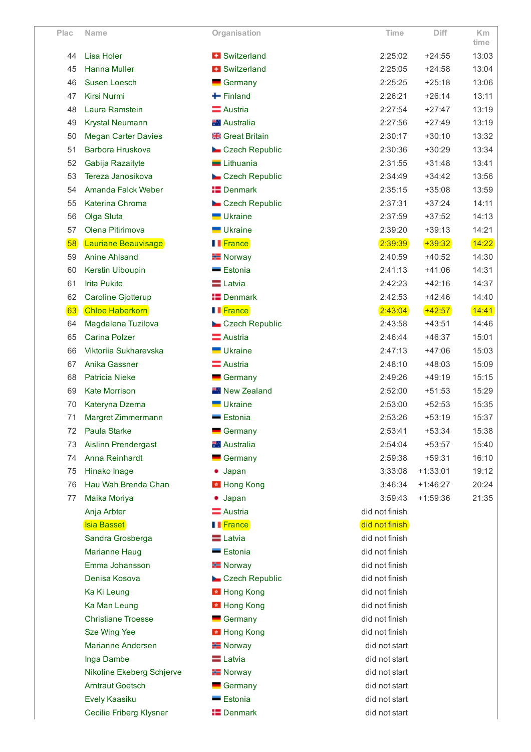| Plac | Name | Organisation | Time | Diff | Km time |
|---|---|---|---|---|---|
| 44 | Lisa Holer | Switzerland | 2:25:02 | +24:55 | 13:03 |
| 45 | Hanna Muller | Switzerland | 2:25:05 | +24:58 | 13:04 |
| 46 | Susen Loesch | Germany | 2:25:25 | +25:18 | 13:06 |
| 47 | Kirsi Nurmi | Finland | 2:26:21 | +26:14 | 13:11 |
| 48 | Laura Ramstein | Austria | 2:27:54 | +27:47 | 13:19 |
| 49 | Krystal Neumann | Australia | 2:27:56 | +27:49 | 13:19 |
| 50 | Megan Carter Davies | Great Britain | 2:30:17 | +30:10 | 13:32 |
| 51 | Barbora Hruskova | Czech Republic | 2:30:36 | +30:29 | 13:34 |
| 52 | Gabija Razaityte | Lithuania | 2:31:55 | +31:48 | 13:41 |
| 53 | Tereza Janosikova | Czech Republic | 2:34:49 | +34:42 | 13:56 |
| 54 | Amanda Falck Weber | Denmark | 2:35:15 | +35:08 | 13:59 |
| 55 | Katerina Chroma | Czech Republic | 2:37:31 | +37:24 | 14:11 |
| 56 | Olga Sluta | Ukraine | 2:37:59 | +37:52 | 14:13 |
| 57 | Olena Pitirimova | Ukraine | 2:39:20 | +39:13 | 14:21 |
| 58 | Lauriane Beauvisage | France | 2:39:39 | +39:32 | 14:22 |
| 59 | Anine Ahlsand | Norway | 2:40:59 | +40:52 | 14:30 |
| 60 | Kerstin Uiboupin | Estonia | 2:41:13 | +41:06 | 14:31 |
| 61 | Irita Pukite | Latvia | 2:42:23 | +42:16 | 14:37 |
| 62 | Caroline Gjotterup | Denmark | 2:42:53 | +42:46 | 14:40 |
| 63 | Chloe Haberkorn | France | 2:43:04 | +42:57 | 14:41 |
| 64 | Magdalena Tuzilova | Czech Republic | 2:43:58 | +43:51 | 14:46 |
| 65 | Carina Polzer | Austria | 2:46:44 | +46:37 | 15:01 |
| 66 | Viktoriia Sukharevska | Ukraine | 2:47:13 | +47:06 | 15:03 |
| 67 | Anika Gassner | Austria | 2:48:10 | +48:03 | 15:09 |
| 68 | Patricia Nieke | Germany | 2:49:26 | +49:19 | 15:15 |
| 69 | Kate Morrison | New Zealand | 2:52:00 | +51:53 | 15:29 |
| 70 | Kateryna Dzema | Ukraine | 2:53:00 | +52:53 | 15:35 |
| 71 | Margret Zimmermann | Estonia | 2:53:26 | +53:19 | 15:37 |
| 72 | Paula Starke | Germany | 2:53:41 | +53:34 | 15:38 |
| 73 | Aislinn Prendergast | Australia | 2:54:04 | +53:57 | 15:40 |
| 74 | Anna Reinhardt | Germany | 2:59:38 | +59:31 | 16:10 |
| 75 | Hinako Inage | Japan | 3:33:08 | +1:33:01 | 19:12 |
| 76 | Hau Wah Brenda Chan | Hong Kong | 3:46:34 | +1:46:27 | 20:24 |
| 77 | Maika Moriya | Japan | 3:59:43 | +1:59:36 | 21:35 |
| | Anja Arbter | Austria | did not finish | | |
| | Isia Basset | France | did not finish | | |
| | Sandra Grosberga | Latvia | did not finish | | |
| | Marianne Haug | Estonia | did not finish | | |
| | Emma Johansson | Norway | did not finish | | |
| | Denisa Kosova | Czech Republic | did not finish | | |
| | Ka Ki Leung | Hong Kong | did not finish | | |
| | Ka Man Leung | Hong Kong | did not finish | | |
| | Christiane Troesse | Germany | did not finish | | |
| | Sze Wing Yee | Hong Kong | did not finish | | |
| | Marianne Andersen | Norway | did not start | | |
| | Inga Dambe | Latvia | did not start | | |
| | Nikoline Ekeberg Schjerve | Norway | did not start | | |
| | Arntraut Goetsch | Germany | did not start | | |
| | Evely Kaasiku | Estonia | did not start | | |
| | Cecilie Friberg Klysner | Denmark | did not start | | |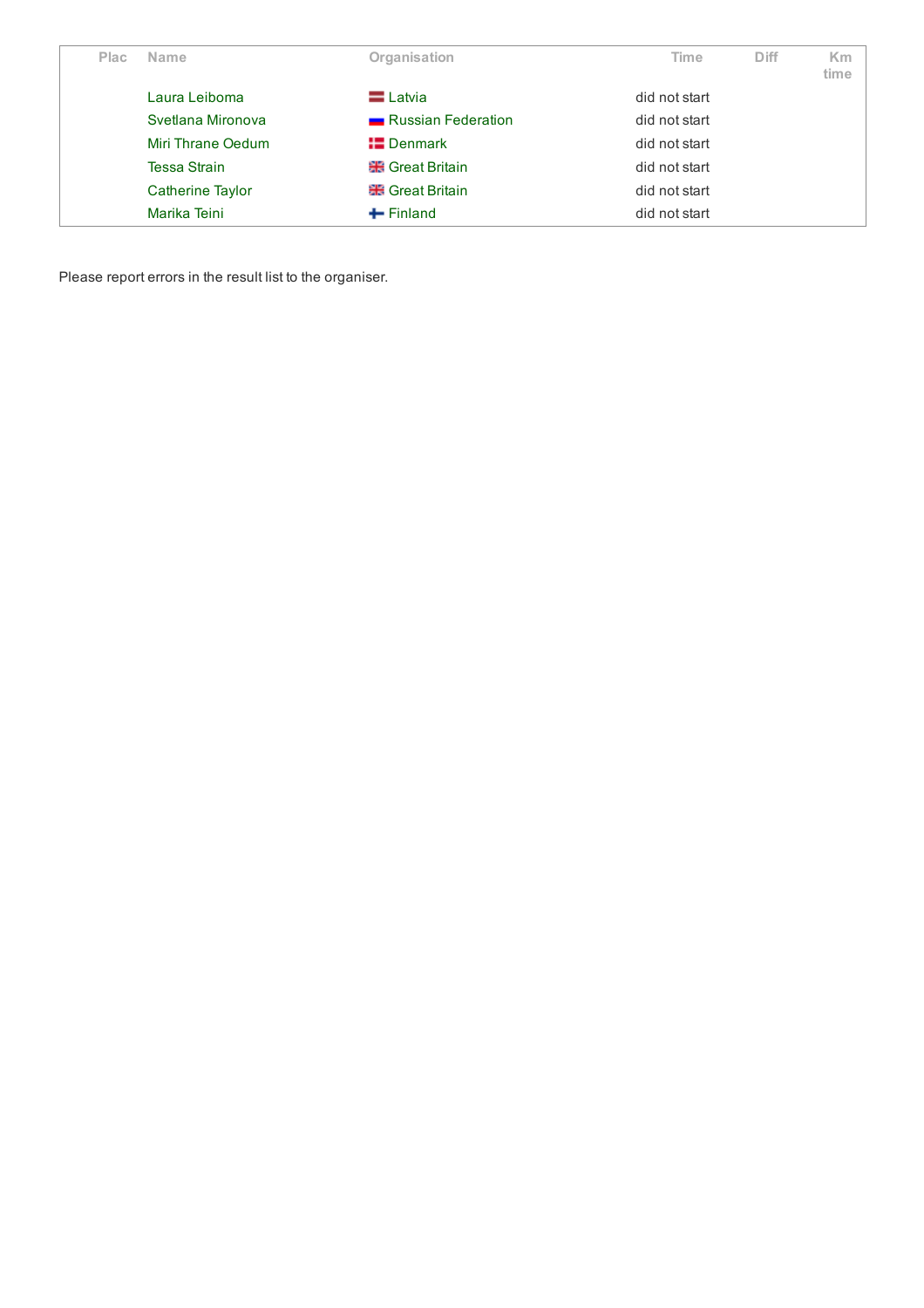| Plac | Name | Organisation | Time | Diff | Km time |
|---|---|---|---|---|---|
| | Laura Leiboma | Latvia | did not start | | |
| | Svetlana Mironova | Russian Federation | did not start | | |
| | Miri Thrane Oedum | Denmark | did not start | | |
| | Tessa Strain | Great Britain | did not start | | |
| | Catherine Taylor | Great Britain | did not start | | |
| | Marika Teini | Finland | did not start | | |

Please report errors in the result list to the organiser.